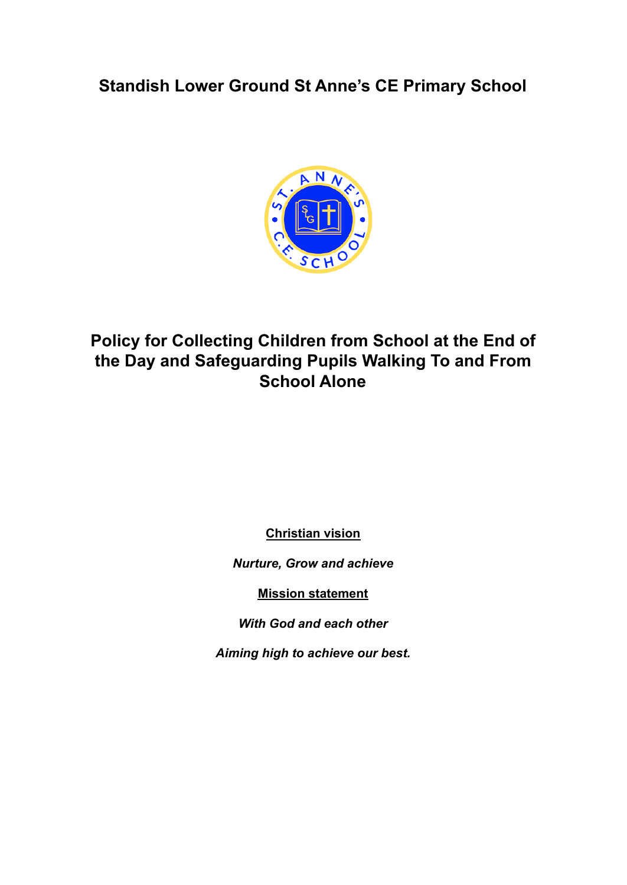# Standish Lower Ground St Anne's CE Primary School

# Policy for Collecting Children from School at the End of the Day and Safeguarding Pupils Walking To and From School Alone

**Christian vision**

***Nurture, Grow and achieve***

**Mission statement**

***With God and each other***

***Aiming high to achieve our best.***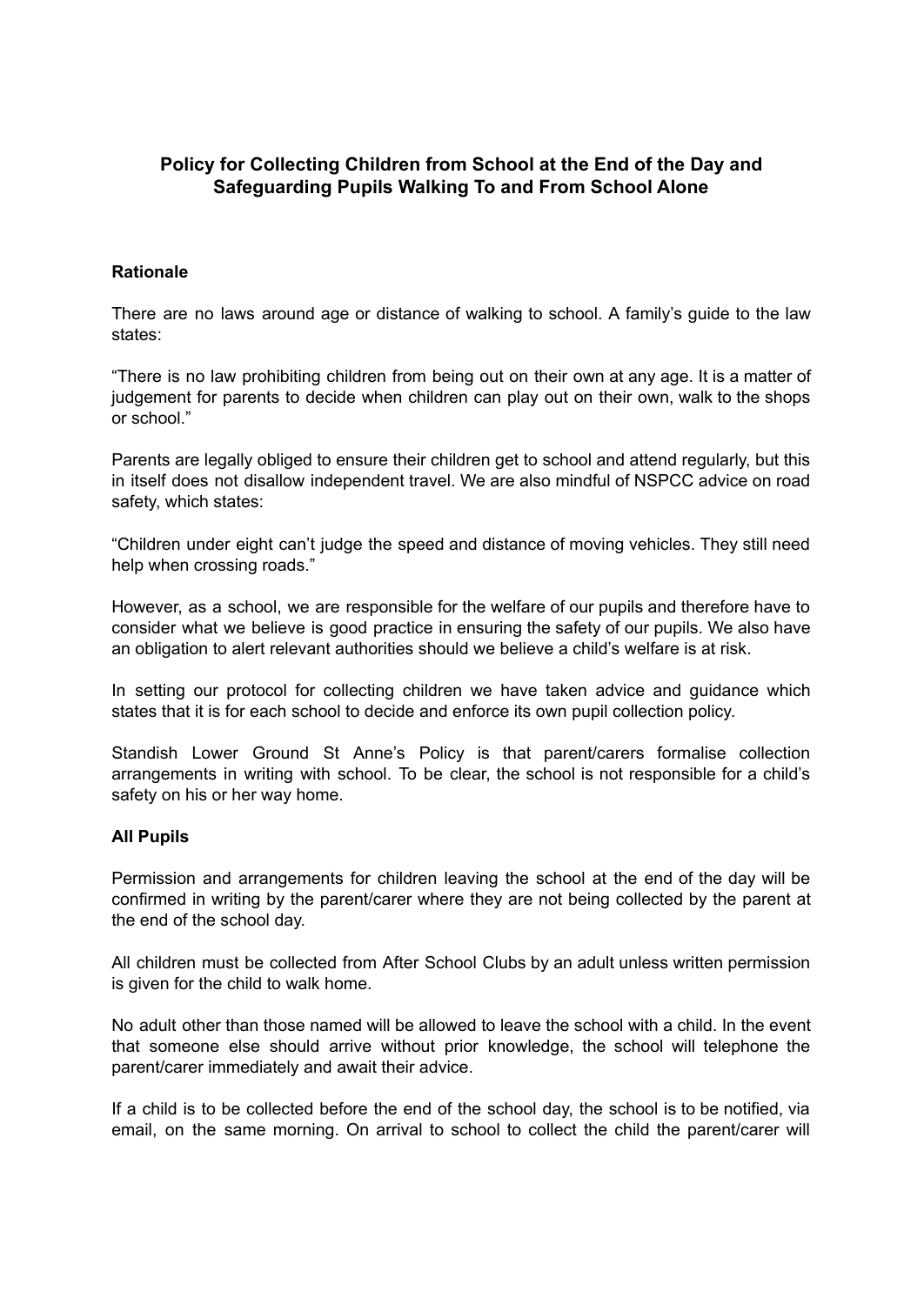**Policy for Collecting Children from School at the End of the Day and Safeguarding Pupils Walking To and From School Alone**

**Rationale**

There are no laws around age or distance of walking to school. A family's guide to the law states:

"There is no law prohibiting children from being out on their own at any age. It is a matter of judgement for parents to decide when children can play out on their own, walk to the shops or school."

Parents are legally obliged to ensure their children get to school and attend regularly, but this in itself does not disallow independent travel. We are also mindful of NSPCC advice on road safety, which states:

"Children under eight can't judge the speed and distance of moving vehicles. They still need help when crossing roads."

However, as a school, we are responsible for the welfare of our pupils and therefore have to consider what we believe is good practice in ensuring the safety of our pupils. We also have an obligation to alert relevant authorities should we believe a child's welfare is at risk.

In setting our protocol for collecting children we have taken advice and guidance which states that it is for each school to decide and enforce its own pupil collection policy.

Standish Lower Ground St Anne's Policy is that parent/carers formalise collection arrangements in writing with school. To be clear, the school is not responsible for a child's safety on his or her way home.

**All Pupils**

Permission and arrangements for children leaving the school at the end of the day will be confirmed in writing by the parent/carer where they are not being collected by the parent at the end of the school day.

All children must be collected from After School Clubs by an adult unless written permission is given for the child to walk home.

No adult other than those named will be allowed to leave the school with a child. In the event that someone else should arrive without prior knowledge, the school will telephone the parent/carer immediately and await their advice.

If a child is to be collected before the end of the school day, the school is to be notified, via email, on the same morning. On arrival to school to collect the child the parent/carer will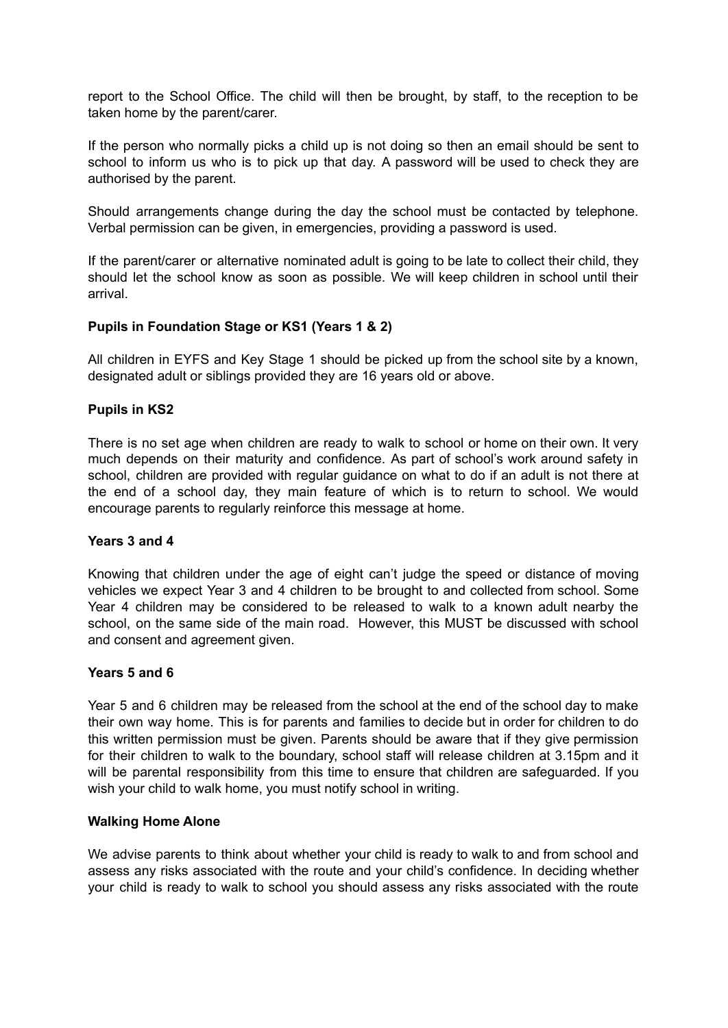report to the School Office. The child will then be brought, by staff, to the reception to be taken home by the parent/carer.

If the person who normally picks a child up is not doing so then an email should be sent to school to inform us who is to pick up that day. A password will be used to check they are authorised by the parent.

Should arrangements change during the day the school must be contacted by telephone. Verbal permission can be given, in emergencies, providing a password is used.

If the parent/carer or alternative nominated adult is going to be late to collect their child, they should let the school know as soon as possible. We will keep children in school until their arrival.

**Pupils in Foundation Stage or KS1 (Years 1 & 2)**

All children in EYFS and Key Stage 1 should be picked up from the school site by a known, designated adult or siblings provided they are 16 years old or above.

**Pupils in KS2**

There is no set age when children are ready to walk to school or home on their own. It very much depends on their maturity and confidence. As part of school's work around safety in school, children are provided with regular guidance on what to do if an adult is not there at the end of a school day, they main feature of which is to return to school. We would encourage parents to regularly reinforce this message at home.

**Years 3 and 4**

Knowing that children under the age of eight can't judge the speed or distance of moving vehicles we expect Year 3 and 4 children to be brought to and collected from school. Some Year 4 children may be considered to be released to walk to a known adult nearby the school, on the same side of the main road. However, this MUST be discussed with school and consent and agreement given.

**Years 5 and 6**

Year 5 and 6 children may be released from the school at the end of the school day to make their own way home. This is for parents and families to decide but in order for children to do this written permission must be given. Parents should be aware that if they give permission for their children to walk to the boundary, school staff will release children at 3.15pm and it will be parental responsibility from this time to ensure that children are safeguarded. If you wish your child to walk home, you must notify school in writing.

**Walking Home Alone**

We advise parents to think about whether your child is ready to walk to and from school and assess any risks associated with the route and your child's confidence. In deciding whether your child is ready to walk to school you should assess any risks associated with the route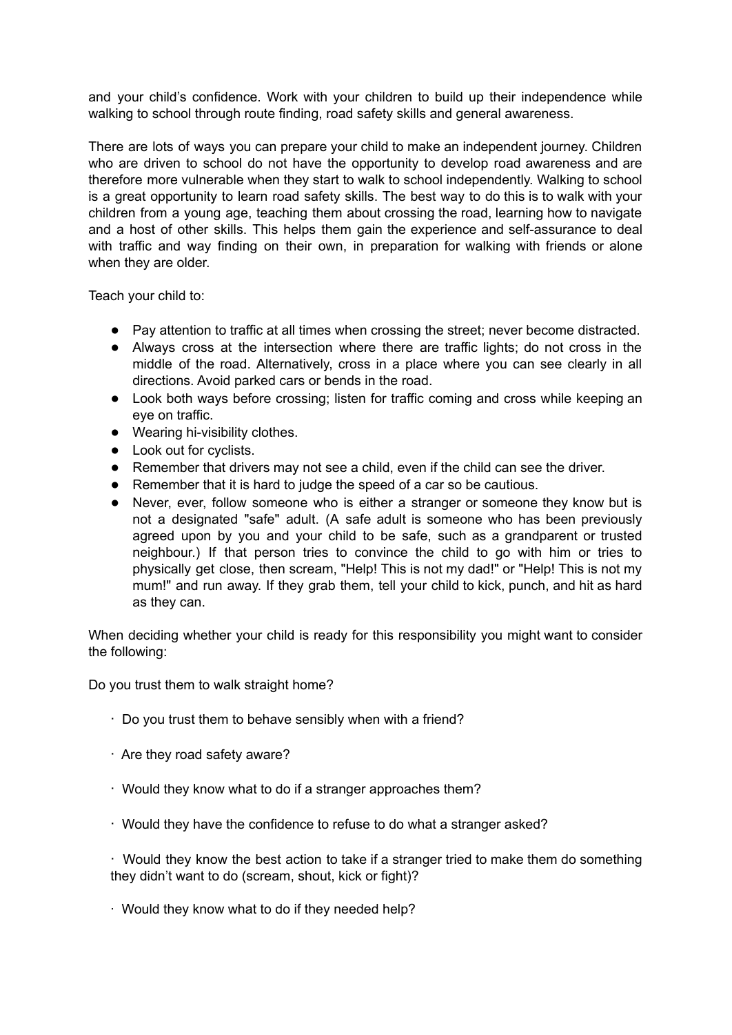and your child's confidence. Work with your children to build up their independence while walking to school through route finding, road safety skills and general awareness.

There are lots of ways you can prepare your child to make an independent journey. Children who are driven to school do not have the opportunity to develop road awareness and are therefore more vulnerable when they start to walk to school independently. Walking to school is a great opportunity to learn road safety skills. The best way to do this is to walk with your children from a young age, teaching them about crossing the road, learning how to navigate and a host of other skills. This helps them gain the experience and self-assurance to deal with traffic and way finding on their own, in preparation for walking with friends or alone when they are older.

Teach your child to:

- Pay attention to traffic at all times when crossing the street; never become distracted.
- Always cross at the intersection where there are traffic lights; do not cross in the middle of the road. Alternatively, cross in a place where you can see clearly in all directions. Avoid parked cars or bends in the road.
- Look both ways before crossing; listen for traffic coming and cross while keeping an eye on traffic.
- Wearing hi-visibility clothes.
- Look out for cyclists.
- Remember that drivers may not see a child, even if the child can see the driver.
- Remember that it is hard to judge the speed of a car so be cautious.
- Never, ever, follow someone who is either a stranger or someone they know but is not a designated "safe" adult. (A safe adult is someone who has been previously agreed upon by you and your child to be safe, such as a grandparent or trusted neighbour.) If that person tries to convince the child to go with him or tries to physically get close, then scream, "Help! This is not my dad!" or "Help! This is not my mum!" and run away. If they grab them, tell your child to kick, punch, and hit as hard as they can.

When deciding whether your child is ready for this responsibility you might want to consider the following:

Do you trust them to walk straight home?

- Do you trust them to behave sensibly when with a friend?
- Are they road safety aware?
- Would they know what to do if a stranger approaches them?
- Would they have the confidence to refuse to do what a stranger asked?
- Would they know the best action to take if a stranger tried to make them do something they didn't want to do (scream, shout, kick or fight)?
- Would they know what to do if they needed help?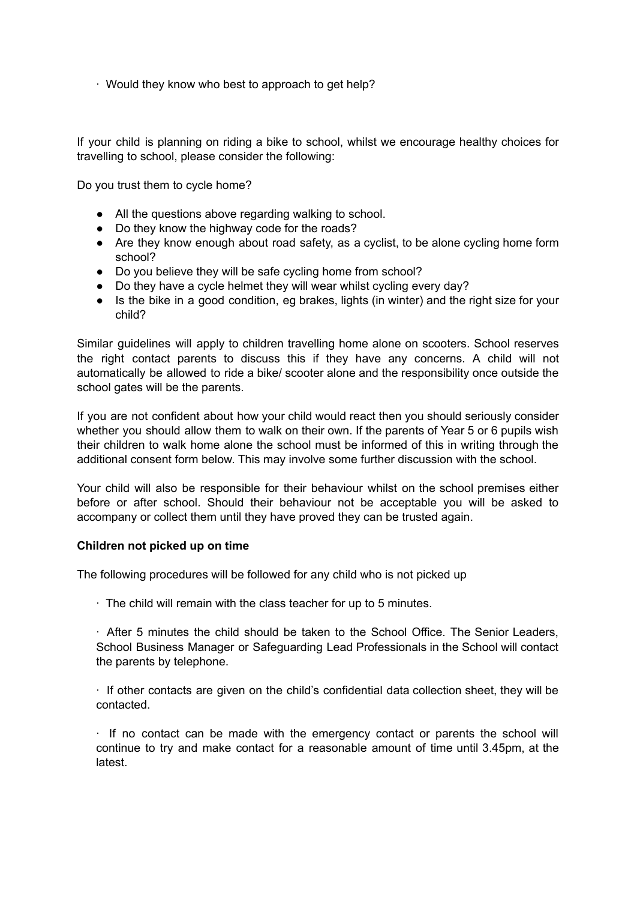· Would they know who best to approach to get help?

If your child is planning on riding a bike to school, whilst we encourage healthy choices for travelling to school, please consider the following:

Do you trust them to cycle home?

- All the questions above regarding walking to school.
- Do they know the highway code for the roads?
- Are they know enough about road safety, as a cyclist, to be alone cycling home form school?
- Do you believe they will be safe cycling home from school?
- Do they have a cycle helmet they will wear whilst cycling every day?
- Is the bike in a good condition, eg brakes, lights (in winter) and the right size for your child?

Similar guidelines will apply to children travelling home alone on scooters. School reserves the right contact parents to discuss this if they have any concerns. A child will not automatically be allowed to ride a bike/ scooter alone and the responsibility once outside the school gates will be the parents.

If you are not confident about how your child would react then you should seriously consider whether you should allow them to walk on their own. If the parents of Year 5 or 6 pupils wish their children to walk home alone the school must be informed of this in writing through the additional consent form below. This may involve some further discussion with the school.

Your child will also be responsible for their behaviour whilst on the school premises either before or after school. Should their behaviour not be acceptable you will be asked to accompany or collect them until they have proved they can be trusted again.

**Children not picked up on time**

The following procedures will be followed for any child who is not picked up

· The child will remain with the class teacher for up to 5 minutes.

· After 5 minutes the child should be taken to the School Office. The Senior Leaders, School Business Manager or Safeguarding Lead Professionals in the School will contact the parents by telephone.

· If other contacts are given on the child's confidential data collection sheet, they will be contacted.

· If no contact can be made with the emergency contact or parents the school will continue to try and make contact for a reasonable amount of time until 3.45pm, at the latest.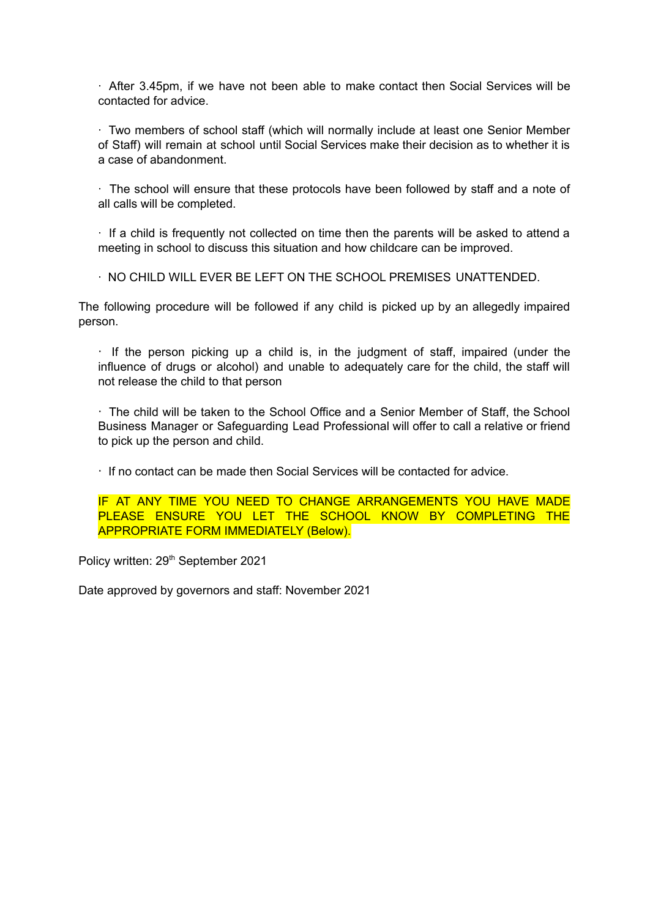- After 3.45pm, if we have not been able to make contact then Social Services will be contacted for advice.

- Two members of school staff (which will normally include at least one Senior Member of Staff) will remain at school until Social Services make their decision as to whether it is a case of abandonment.

- The school will ensure that these protocols have been followed by staff and a note of all calls will be completed.

- If a child is frequently not collected on time then the parents will be asked to attend a meeting in school to discuss this situation and how childcare can be improved.

- NO CHILD WILL EVER BE LEFT ON THE SCHOOL PREMISES UNATTENDED.

The following procedure will be followed if any child is picked up by an allegedly impaired person.

- If the person picking up a child is, in the judgment of staff, impaired (under the influence of drugs or alcohol) and unable to adequately care for the child, the staff will not release the child to that person

- The child will be taken to the School Office and a Senior Member of Staff, the School Business Manager or Safeguarding Lead Professional will offer to call a relative or friend to pick up the person and child.

- If no contact can be made then Social Services will be contacted for advice.

**IF AT ANY TIME YOU NEED TO CHANGE ARRANGEMENTS YOU HAVE MADE PLEASE ENSURE YOU LET THE SCHOOL KNOW BY COMPLETING THE APPROPRIATE FORM IMMEDIATELY (Below).**

Policy written: 29th September 2021

Date approved by governors and staff: November 2021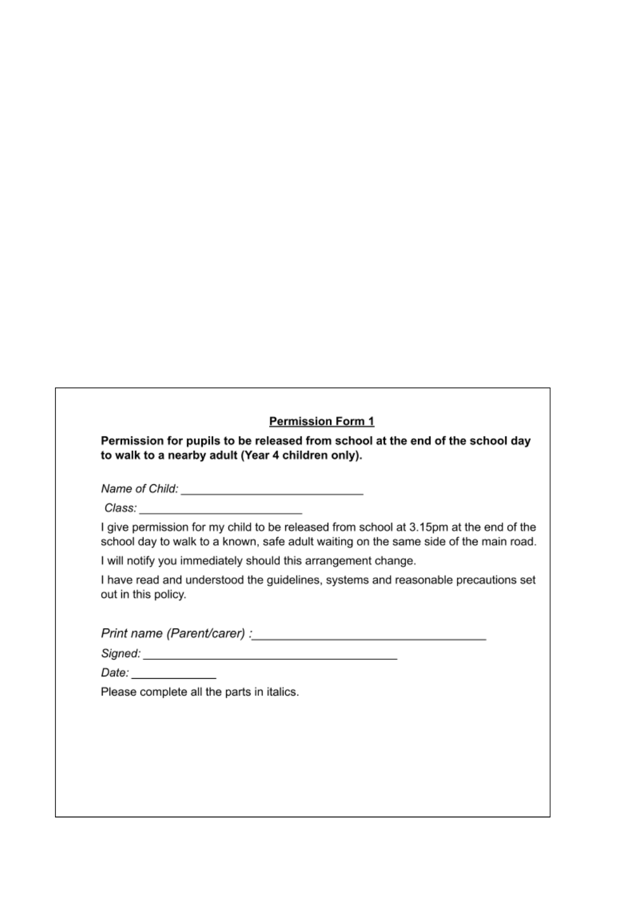<u>**Permission Form 1**</u>

**Permission for pupils to be released from school at the end of the school day to walk to a nearby adult (Year 4 children only).**

*Name of Child:* ____________________________

*Class:* _________________________

I give permission for my child to be released from school at 3.15pm at the end of the school day to walk to a known, safe adult waiting on the same side of the main road.

I will notify you immediately should this arrangement change.

I have read and understood the guidelines, systems and reasonable precautions set out in this policy.

*Print name (Parent/carer) :*___________________________________

*Signed:* ______________________________________

*Date:* _____________

Please complete all the parts in italics.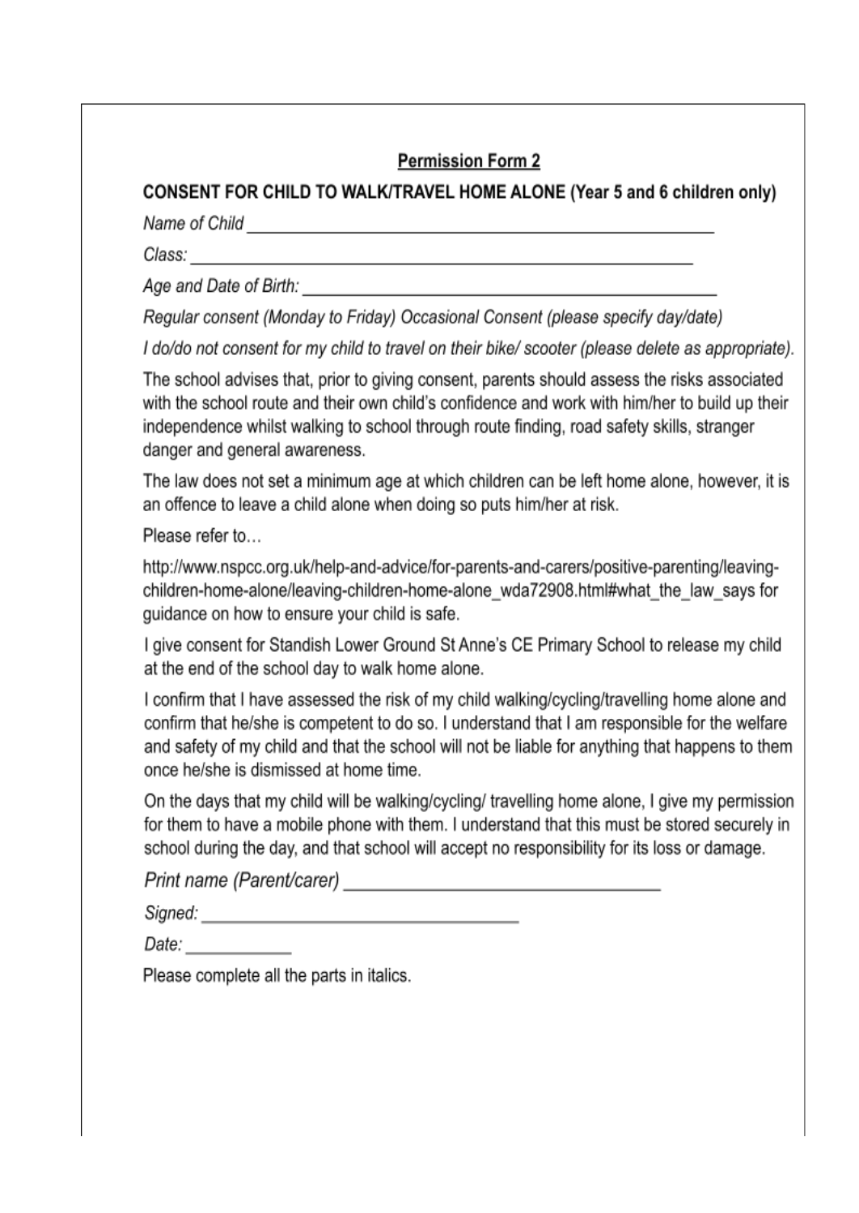## <u>Permission Form 2</u>

**CONSENT FOR CHILD TO WALK/TRAVEL HOME ALONE (Year 5 and 6 children only)**

*Name of Child* ______________________________________________________

*Class:* ______________________________________________________

*Age and Date of Birth:* ____________________________________________

*Regular consent (Monday to Friday) Occasional Consent (please specify day/date)*

*I do/do not consent for my child to travel on their bike/ scooter (please delete as appropriate).*

The school advises that, prior to giving consent, parents should assess the risks associated with the school route and their own child's confidence and work with him/her to build up their independence whilst walking to school through route finding, road safety skills, stranger danger and general awareness.

The law does not set a minimum age at which children can be left home alone, however, it is an offence to leave a child alone when doing so puts him/her at risk.

Please refer to…

http://www.nspcc.org.uk/help-and-advice/for-parents-and-carers/positive-parenting/leaving-children-home-alone/leaving-children-home-alone_wda72908.html#what_the_law_says for guidance on how to ensure your child is safe.

I give consent for Standish Lower Ground St Anne's CE Primary School to release my child at the end of the school day to walk home alone.

I confirm that I have assessed the risk of my child walking/cycling/travelling home alone and confirm that he/she is competent to do so. I understand that I am responsible for the welfare and safety of my child and that the school will not be liable for anything that happens to them once he/she is dismissed at home time.

On the days that my child will be walking/cycling/ travelling home alone, I give my permission for them to have a mobile phone with them. I understand that this must be stored securely in school during the day, and that school will accept no responsibility for its loss or damage.

*Print name (Parent/carer)* ________________________________

*Signed:* ________________________________

*Date:* ____________

Please complete all the parts in italics.